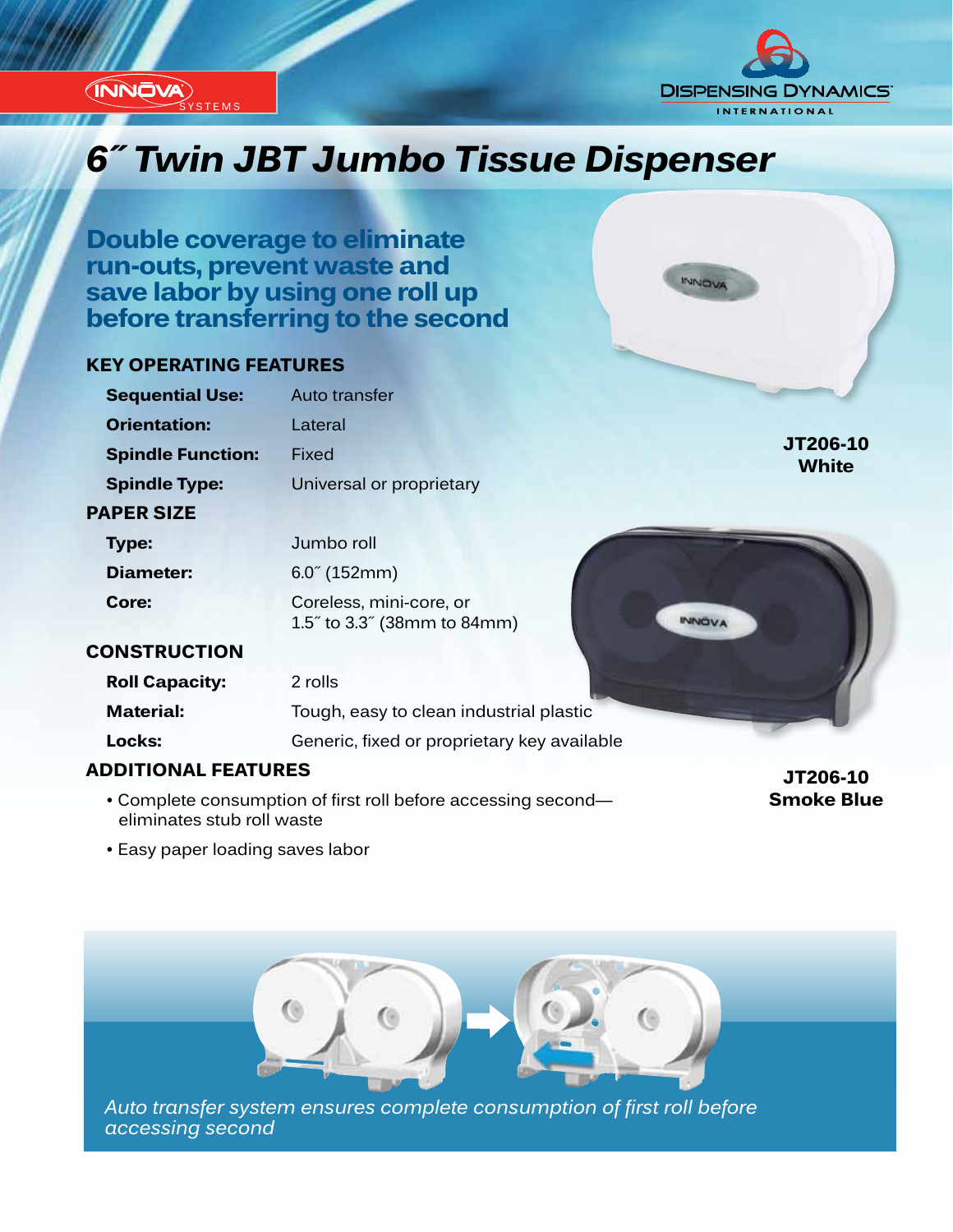INNOVA SYSTEMS

DISPENSING DYNAMICS INTERNATIONAL

# 6″ Twin JBT Jumbo Tissue Dispenser

## Double coverage to eliminate run-outs, prevent waste and save labor by using one roll up before transferring to the second

### KEY OPERATING FEATURES

| | |
|---|---|
| **Sequential Use:** | Auto transfer |
| **Orientation:** | Lateral |
| **Spindle Function:** | Fixed |
| **Spindle Type:** | Universal or proprietary |

### PAPER SIZE

| | |
|---|---|
| **Type:** | Jumbo roll |
| **Diameter:** | 6.0″ (152mm) |
| **Core:** | Coreless, mini-core, or 1.5″ to 3.3″ (38mm to 84mm) |

### CONSTRUCTION

| | |
|---|---|
| **Roll Capacity:** | 2 rolls |
| **Material:** | Tough, easy to clean industrial plastic |
| **Locks:** | Generic, fixed or proprietary key available |

### ADDITIONAL FEATURES

- Complete consumption of first roll before accessing second—eliminates stub roll waste
- Easy paper loading saves labor

**JT206-10 White**

**JT206-10 Smoke Blue**

*Auto transfer system ensures complete consumption of first roll before accessing second*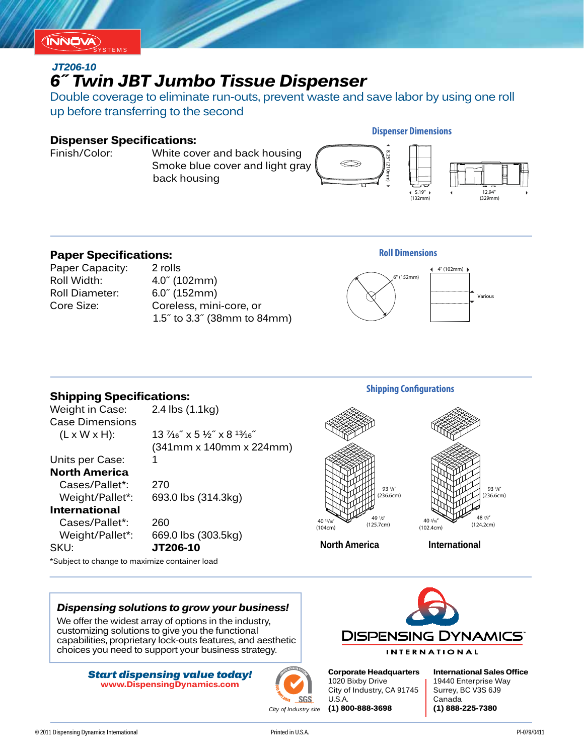INNOVA SYSTEMS

*JT206-10*

# *6˝ Twin JBT Jumbo Tissue Dispenser*

Double coverage to eliminate run-outs, prevent waste and save labor by using one roll up before transferring to the second

## Dispenser Specifications:

| | |
|---|---|
| Finish/Color: | White cover and back housing |
| | Smoke blue cover and light gray back housing |

**Dispenser Dimensions**

8.25" (210mm)

5.19" (132mm)

12.94" (329mm)

## Paper Specifications:

| | |
|---|---|
| Paper Capacity: | 2 rolls |
| Roll Width: | 4.0˝ (102mm) |
| Roll Diameter: | 6.0˝ (152mm) |
| Core Size: | Coreless, mini-core, or 1.5˝ to 3.3˝ (38mm to 84mm) |

**Roll Dimensions**

6" (152mm)

4" (102mm)

Various

## Shipping Specifications:

| | |
|---|---|
| Weight in Case: | 2.4 lbs (1.1kg) |
| Case Dimensions (L x W x H): | 13 7⁄16˝ x 5 ½˝ x 8 13⁄16˝ (341mm x 140mm x 224mm) |
| Units per Case: | 1 |
| **North America** | |
| Cases/Pallet*: | 270 |
| Weight/Pallet*: | 693.0 lbs (314.3kg) |
| **International** | |
| Cases/Pallet*: | 260 |
| Weight/Pallet*: | 669.0 lbs (303.5kg) |
| SKU: | **JT206-10** |

*Subject to change to maximize container load

**Shipping Configurations**

North America

93 1/8" (236.6cm)

40 15/16" (104cm)

49 1/2" (125.7cm)

International

93 1/8" (236.6cm)

40 5/16" (102.4cm)

48 7/8" (124.2cm)

***Dispensing solutions to grow your business!***

We offer the widest array of options in the industry, customizing solutions to give you the functional capabilities, proprietary lock-outs features, and aesthetic choices you need to support your business strategy.

***Start dispensing value today!***

**www.DispensingDynamics.com**

City of Industry site

DISPENSING DYNAMICS INTERNATIONAL

**Corporate Headquarters**
1020 Bixby Drive
City of Industry, CA 91745
U.S.A.
**(1) 800-888-3698**

**International Sales Office**
19440 Enterprise Way
Surrey, BC V3S 6J9
Canada
**(1) 888-225-7380**

© 2011 Dispensing Dynamics International

Printed in U.S.A.

PI-079/0411